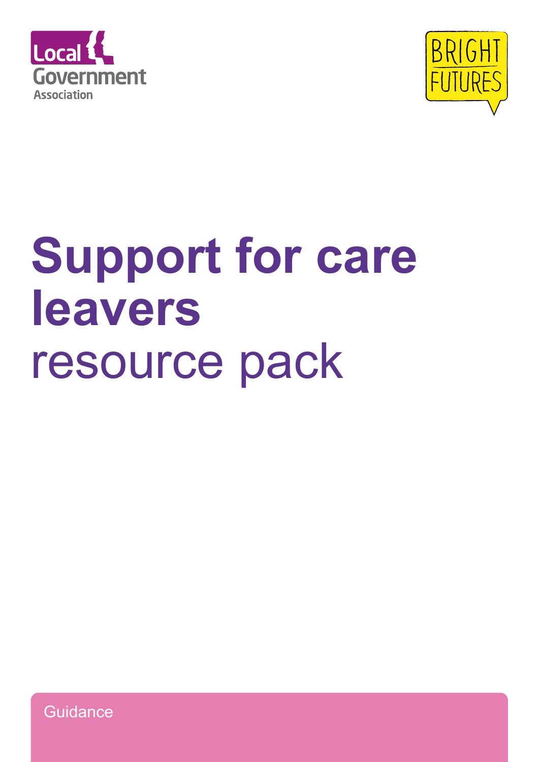Local Government Association

BRIGHT FUTURES

# Support for care leavers resource pack

Guidance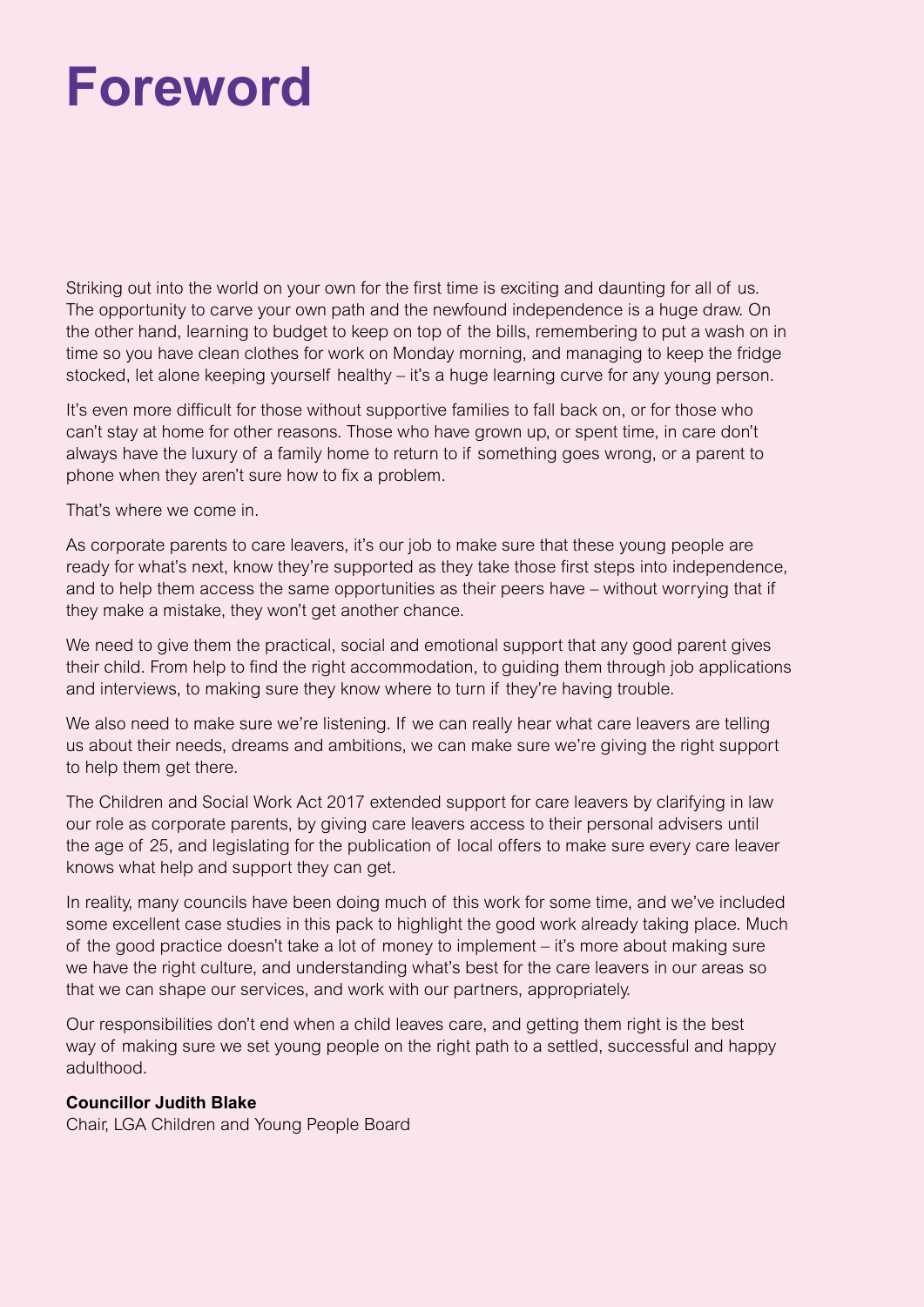# Foreword

Striking out into the world on your own for the first time is exciting and daunting for all of us. The opportunity to carve your own path and the newfound independence is a huge draw. On the other hand, learning to budget to keep on top of the bills, remembering to put a wash on in time so you have clean clothes for work on Monday morning, and managing to keep the fridge stocked, let alone keeping yourself healthy – it's a huge learning curve for any young person.

It's even more difficult for those without supportive families to fall back on, or for those who can't stay at home for other reasons. Those who have grown up, or spent time, in care don't always have the luxury of a family home to return to if something goes wrong, or a parent to phone when they aren't sure how to fix a problem.

That's where we come in.

As corporate parents to care leavers, it's our job to make sure that these young people are ready for what's next, know they're supported as they take those first steps into independence, and to help them access the same opportunities as their peers have – without worrying that if they make a mistake, they won't get another chance.

We need to give them the practical, social and emotional support that any good parent gives their child. From help to find the right accommodation, to guiding them through job applications and interviews, to making sure they know where to turn if they're having trouble.

We also need to make sure we're listening. If we can really hear what care leavers are telling us about their needs, dreams and ambitions, we can make sure we're giving the right support to help them get there.

The Children and Social Work Act 2017 extended support for care leavers by clarifying in law our role as corporate parents, by giving care leavers access to their personal advisers until the age of 25, and legislating for the publication of local offers to make sure every care leaver knows what help and support they can get.

In reality, many councils have been doing much of this work for some time, and we've included some excellent case studies in this pack to highlight the good work already taking place. Much of the good practice doesn't take a lot of money to implement – it's more about making sure we have the right culture, and understanding what's best for the care leavers in our areas so that we can shape our services, and work with our partners, appropriately.

Our responsibilities don't end when a child leaves care, and getting them right is the best way of making sure we set young people on the right path to a settled, successful and happy adulthood.

**Councillor Judith Blake**
Chair, LGA Children and Young People Board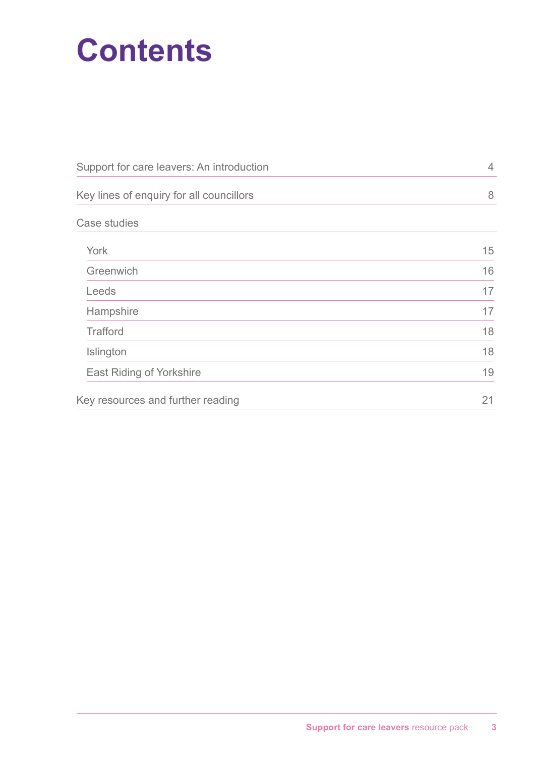# Contents

| | |
|---|---|
| Support for care leavers: An introduction | 4 |
| Key lines of enquiry for all councillors | 8 |
| Case studies | |
| York | 15 |
| Greenwich | 16 |
| Leeds | 17 |
| Hampshire | 17 |
| Trafford | 18 |
| Islington | 18 |
| East Riding of Yorkshire | 19 |
| Key resources and further reading | 21 |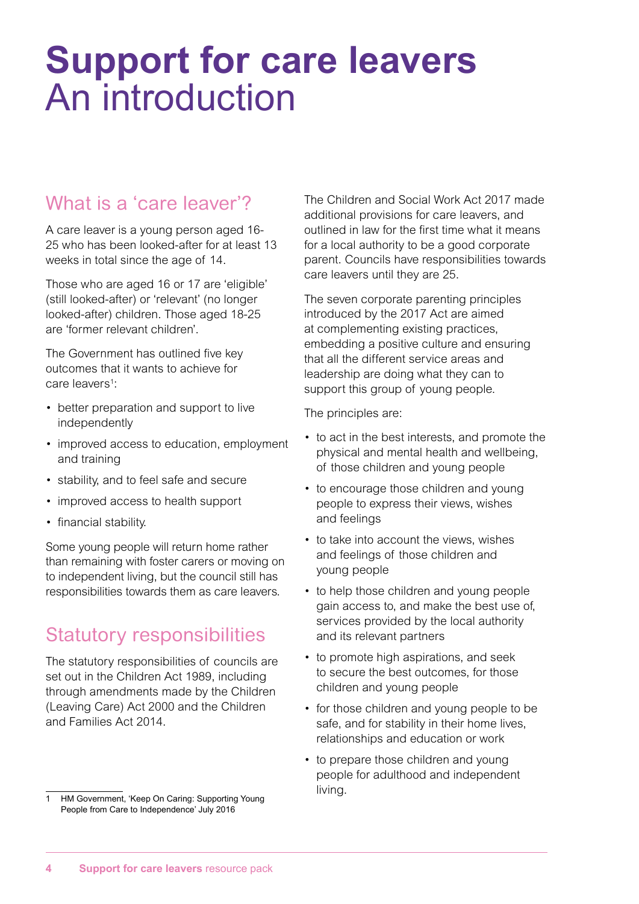# Support for care leavers
An introduction

## What is a 'care leaver'?

A care leaver is a young person aged 16-25 who has been looked-after for at least 13 weeks in total since the age of 14.

Those who are aged 16 or 17 are 'eligible' (still looked-after) or 'relevant' (no longer looked-after) children. Those aged 18-25 are 'former relevant children'.

The Government has outlined five key outcomes that it wants to achieve for care leavers[1]:

- better preparation and support to live independently
- improved access to education, employment and training
- stability, and to feel safe and secure
- improved access to health support
- financial stability.

Some young people will return home rather than remaining with foster carers or moving on to independent living, but the council still has responsibilities towards them as care leavers.

## Statutory responsibilities

The statutory responsibilities of councils are set out in the Children Act 1989, including through amendments made by the Children (Leaving Care) Act 2000 and the Children and Families Act 2014.

The Children and Social Work Act 2017 made additional provisions for care leavers, and outlined in law for the first time what it means for a local authority to be a good corporate parent. Councils have responsibilities towards care leavers until they are 25.

The seven corporate parenting principles introduced by the 2017 Act are aimed at complementing existing practices, embedding a positive culture and ensuring that all the different service areas and leadership are doing what they can to support this group of young people.

The principles are:

- to act in the best interests, and promote the physical and mental health and wellbeing, of those children and young people
- to encourage those children and young people to express their views, wishes and feelings
- to take into account the views, wishes and feelings of those children and young people
- to help those children and young people gain access to, and make the best use of, services provided by the local authority and its relevant partners
- to promote high aspirations, and seek to secure the best outcomes, for those children and young people
- for those children and young people to be safe, and for stability in their home lives, relationships and education or work
- to prepare those children and young people for adulthood and independent living.

1 HM Government, 'Keep On Caring: Supporting Young People from Care to Independence' July 2016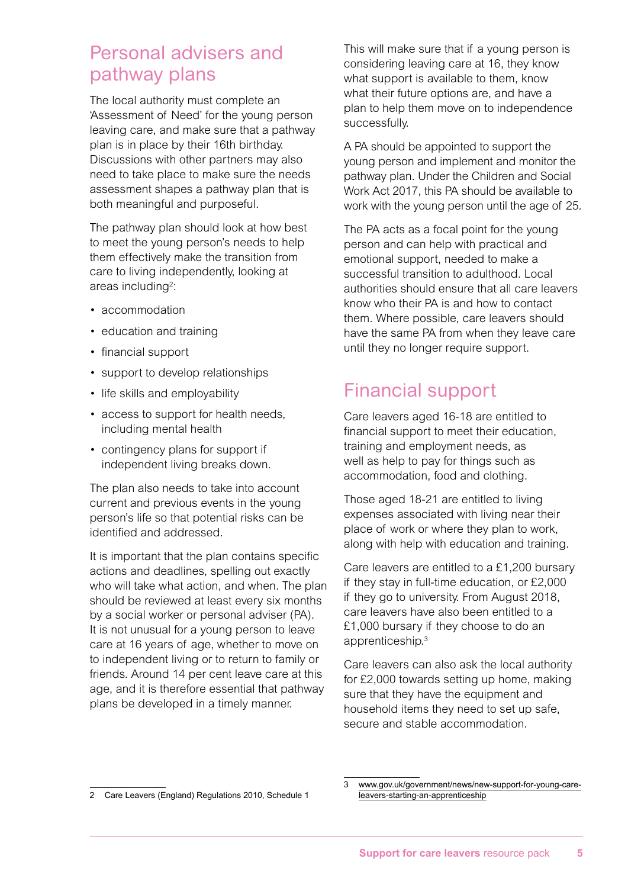## Personal advisers and pathway plans

The local authority must complete an 'Assessment of Need' for the young person leaving care, and make sure that a pathway plan is in place by their 16th birthday. Discussions with other partners may also need to take place to make sure the needs assessment shapes a pathway plan that is both meaningful and purposeful.

The pathway plan should look at how best to meet the young person's needs to help them effectively make the transition from care to living independently, looking at areas including[2]:

- accommodation
- education and training
- financial support
- support to develop relationships
- life skills and employability
- access to support for health needs, including mental health
- contingency plans for support if independent living breaks down.

The plan also needs to take into account current and previous events in the young person's life so that potential risks can be identified and addressed.

It is important that the plan contains specific actions and deadlines, spelling out exactly who will take what action, and when. The plan should be reviewed at least every six months by a social worker or personal adviser (PA). It is not unusual for a young person to leave care at 16 years of age, whether to move on to independent living or to return to family or friends. Around 14 per cent leave care at this age, and it is therefore essential that pathway plans be developed in a timely manner.

This will make sure that if a young person is considering leaving care at 16, they know what support is available to them, know what their future options are, and have a plan to help them move on to independence successfully.

A PA should be appointed to support the young person and implement and monitor the pathway plan. Under the Children and Social Work Act 2017, this PA should be available to work with the young person until the age of 25.

The PA acts as a focal point for the young person and can help with practical and emotional support, needed to make a successful transition to adulthood. Local authorities should ensure that all care leavers know who their PA is and how to contact them. Where possible, care leavers should have the same PA from when they leave care until they no longer require support.

## Financial support

Care leavers aged 16-18 are entitled to financial support to meet their education, training and employment needs, as well as help to pay for things such as accommodation, food and clothing.

Those aged 18-21 are entitled to living expenses associated with living near their place of work or where they plan to work, along with help with education and training.

Care leavers are entitled to a £1,200 bursary if they stay in full-time education, or £2,000 if they go to university. From August 2018, care leavers have also been entitled to a £1,000 bursary if they choose to do an apprenticeship.[3]

Care leavers can also ask the local authority for £2,000 towards setting up home, making sure that they have the equipment and household items they need to set up safe, secure and stable accommodation.

---

2 Care Leavers (England) Regulations 2010, Schedule 1

3 www.gov.uk/government/news/new-support-for-young-care-leavers-starting-an-apprenticeship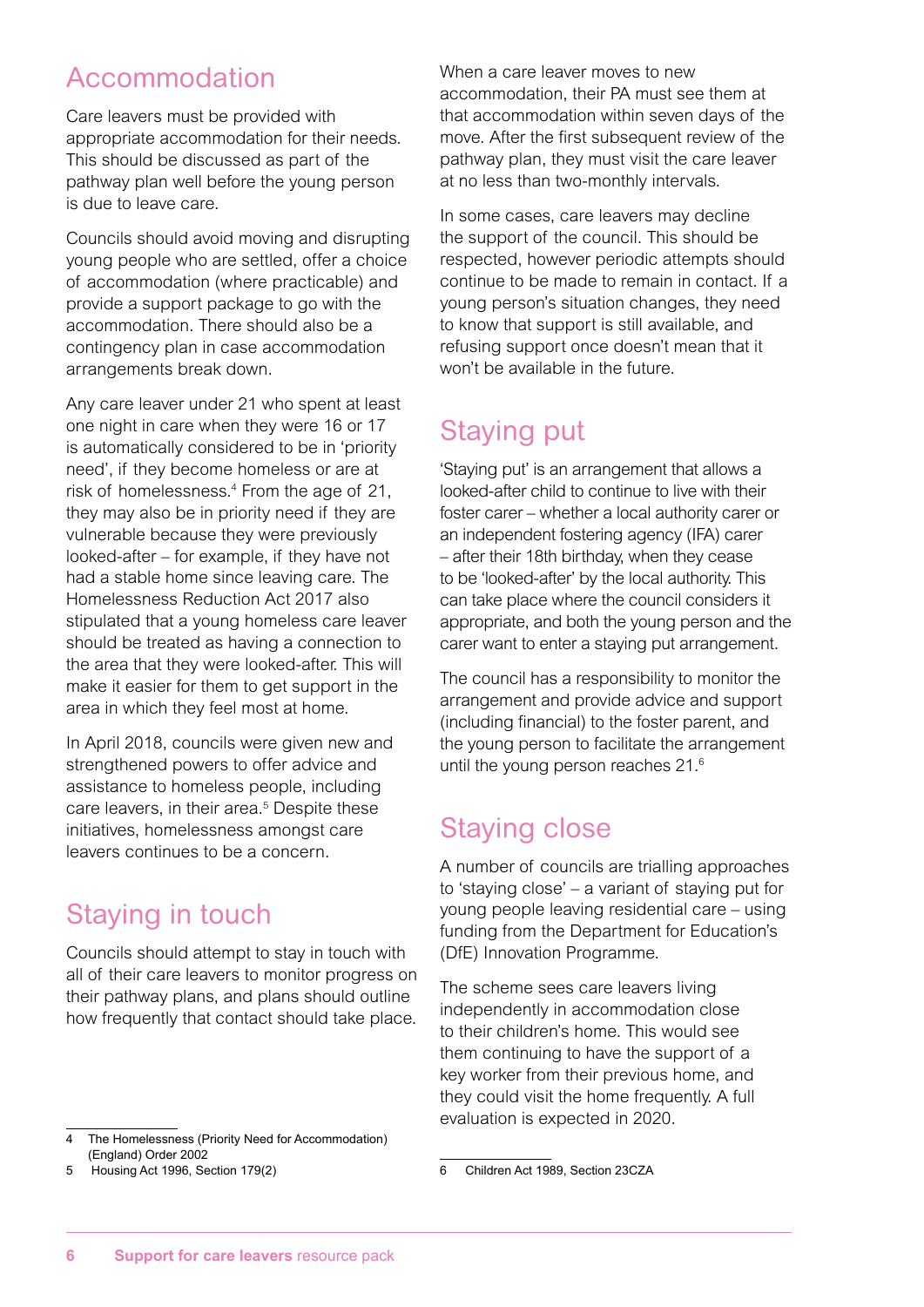## Accommodation

Care leavers must be provided with appropriate accommodation for their needs. This should be discussed as part of the pathway plan well before the young person is due to leave care.

Councils should avoid moving and disrupting young people who are settled, offer a choice of accommodation (where practicable) and provide a support package to go with the accommodation. There should also be a contingency plan in case accommodation arrangements break down.

Any care leaver under 21 who spent at least one night in care when they were 16 or 17 is automatically considered to be in 'priority need', if they become homeless or are at risk of homelessness.[4] From the age of 21, they may also be in priority need if they are vulnerable because they were previously looked-after – for example, if they have not had a stable home since leaving care. The Homelessness Reduction Act 2017 also stipulated that a young homeless care leaver should be treated as having a connection to the area that they were looked-after. This will make it easier for them to get support in the area in which they feel most at home.

In April 2018, councils were given new and strengthened powers to offer advice and assistance to homeless people, including care leavers, in their area.[5] Despite these initiatives, homelessness amongst care leavers continues to be a concern.

## Staying in touch

Councils should attempt to stay in touch with all of their care leavers to monitor progress on their pathway plans, and plans should outline how frequently that contact should take place.

When a care leaver moves to new accommodation, their PA must see them at that accommodation within seven days of the move. After the first subsequent review of the pathway plan, they must visit the care leaver at no less than two-monthly intervals.

In some cases, care leavers may decline the support of the council. This should be respected, however periodic attempts should continue to be made to remain in contact. If a young person's situation changes, they need to know that support is still available, and refusing support once doesn't mean that it won't be available in the future.

## Staying put

'Staying put' is an arrangement that allows a looked-after child to continue to live with their foster carer – whether a local authority carer or an independent fostering agency (IFA) carer – after their 18th birthday, when they cease to be 'looked-after' by the local authority. This can take place where the council considers it appropriate, and both the young person and the carer want to enter a staying put arrangement.

The council has a responsibility to monitor the arrangement and provide advice and support (including financial) to the foster parent, and the young person to facilitate the arrangement until the young person reaches 21.[6]

## Staying close

A number of councils are trialling approaches to 'staying close' – a variant of staying put for young people leaving residential care – using funding from the Department for Education's (DfE) Innovation Programme.

The scheme sees care leavers living independently in accommodation close to their children's home. This would see them continuing to have the support of a key worker from their previous home, and they could visit the home frequently. A full evaluation is expected in 2020.

---

4 The Homelessness (Priority Need for Accommodation) (England) Order 2002

5 Housing Act 1996, Section 179(2)

6 Children Act 1989, Section 23CZA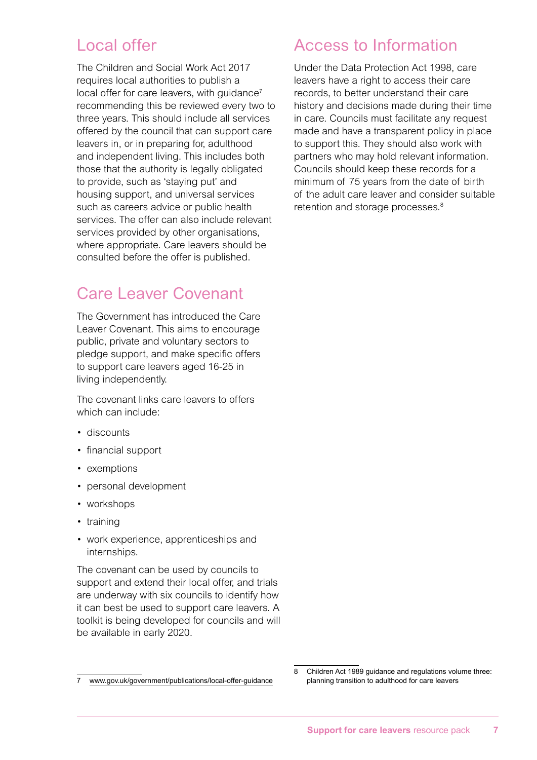## Local offer

The Children and Social Work Act 2017 requires local authorities to publish a local offer for care leavers, with guidance[7] recommending this be reviewed every two to three years. This should include all services offered by the council that can support care leavers in, or in preparing for, adulthood and independent living. This includes both those that the authority is legally obligated to provide, such as 'staying put' and housing support, and universal services such as careers advice or public health services. The offer can also include relevant services provided by other organisations, where appropriate. Care leavers should be consulted before the offer is published.

## Care Leaver Covenant

The Government has introduced the Care Leaver Covenant. This aims to encourage public, private and voluntary sectors to pledge support, and make specific offers to support care leavers aged 16-25 in living independently.

The covenant links care leavers to offers which can include:

- discounts
- financial support
- exemptions
- personal development
- workshops
- training
- work experience, apprenticeships and internships.

The covenant can be used by councils to support and extend their local offer, and trials are underway with six councils to identify how it can best be used to support care leavers. A toolkit is being developed for councils and will be available in early 2020.

## Access to Information

Under the Data Protection Act 1998, care leavers have a right to access their care records, to better understand their care history and decisions made during their time in care. Councils must facilitate any request made and have a transparent policy in place to support this. They should also work with partners who may hold relevant information. Councils should keep these records for a minimum of 75 years from the date of birth of the adult care leaver and consider suitable retention and storage processes.[8]

---

7 www.gov.uk/government/publications/local-offer-guidance

8 Children Act 1989 guidance and regulations volume three: planning transition to adulthood for care leavers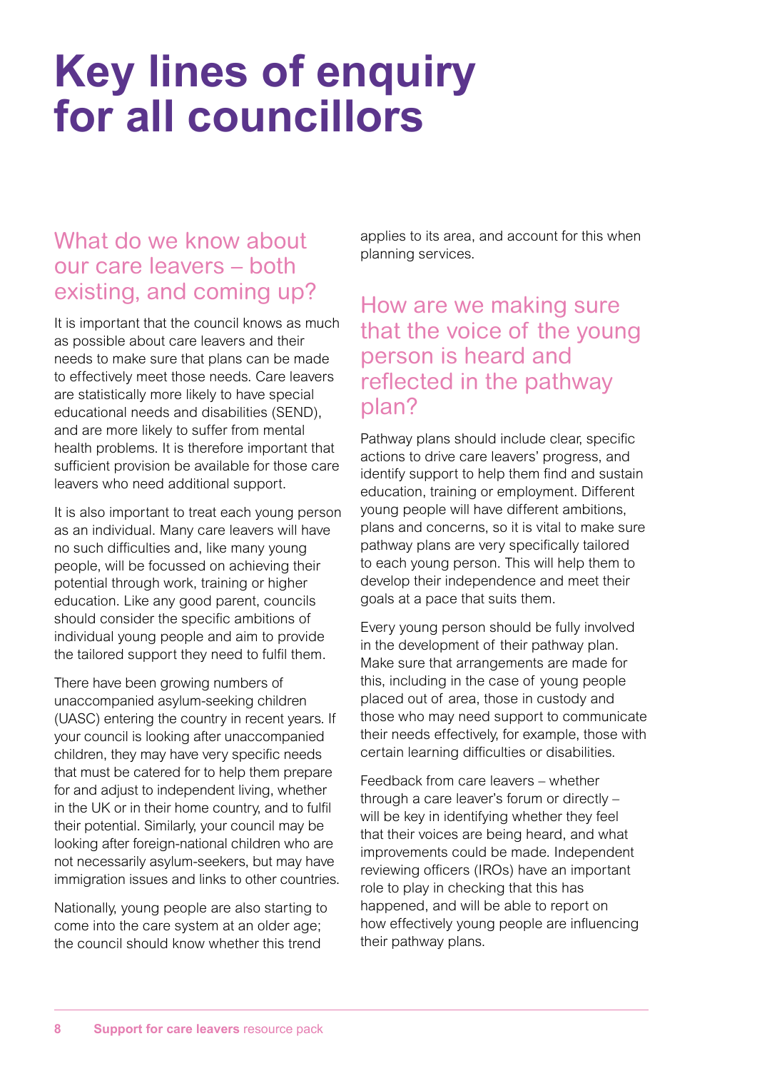# Key lines of enquiry for all councillors

## What do we know about our care leavers – both existing, and coming up?

It is important that the council knows as much as possible about care leavers and their needs to make sure that plans can be made to effectively meet those needs. Care leavers are statistically more likely to have special educational needs and disabilities (SEND), and are more likely to suffer from mental health problems. It is therefore important that sufficient provision be available for those care leavers who need additional support.

It is also important to treat each young person as an individual. Many care leavers will have no such difficulties and, like many young people, will be focussed on achieving their potential through work, training or higher education. Like any good parent, councils should consider the specific ambitions of individual young people and aim to provide the tailored support they need to fulfil them.

There have been growing numbers of unaccompanied asylum-seeking children (UASC) entering the country in recent years. If your council is looking after unaccompanied children, they may have very specific needs that must be catered for to help them prepare for and adjust to independent living, whether in the UK or in their home country, and to fulfil their potential. Similarly, your council may be looking after foreign-national children who are not necessarily asylum-seekers, but may have immigration issues and links to other countries.

Nationally, young people are also starting to come into the care system at an older age; the council should know whether this trend applies to its area, and account for this when planning services.

## How are we making sure that the voice of the young person is heard and reflected in the pathway plan?

Pathway plans should include clear, specific actions to drive care leavers' progress, and identify support to help them find and sustain education, training or employment. Different young people will have different ambitions, plans and concerns, so it is vital to make sure pathway plans are very specifically tailored to each young person. This will help them to develop their independence and meet their goals at a pace that suits them.

Every young person should be fully involved in the development of their pathway plan. Make sure that arrangements are made for this, including in the case of young people placed out of area, those in custody and those who may need support to communicate their needs effectively, for example, those with certain learning difficulties or disabilities.

Feedback from care leavers – whether through a care leaver's forum or directly – will be key in identifying whether they feel that their voices are being heard, and what improvements could be made. Independent reviewing officers (IROs) have an important role to play in checking that this has happened, and will be able to report on how effectively young people are influencing their pathway plans.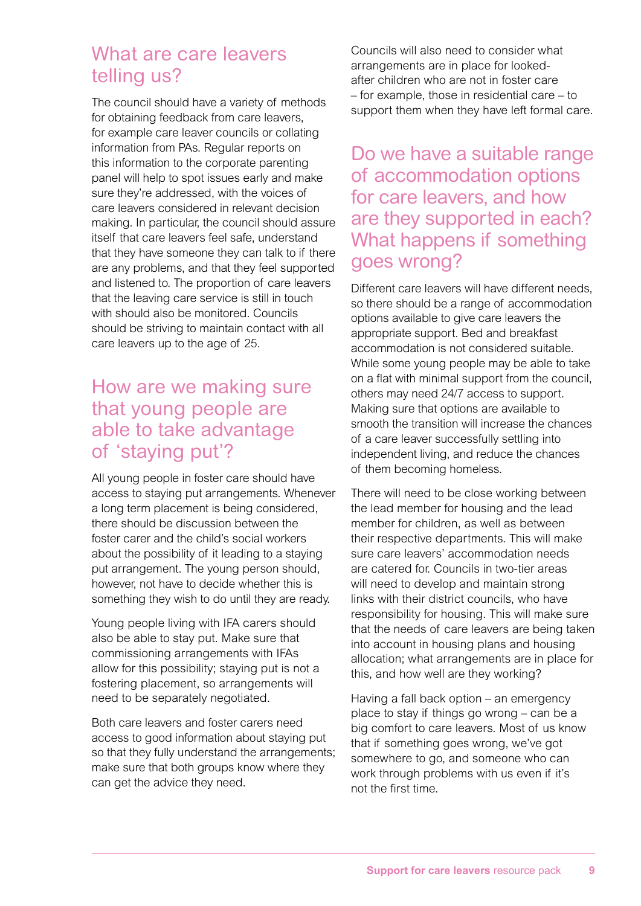## What are care leavers telling us?

The council should have a variety of methods for obtaining feedback from care leavers, for example care leaver councils or collating information from PAs. Regular reports on this information to the corporate parenting panel will help to spot issues early and make sure they're addressed, with the voices of care leavers considered in relevant decision making. In particular, the council should assure itself that care leavers feel safe, understand that they have someone they can talk to if there are any problems, and that they feel supported and listened to. The proportion of care leavers that the leaving care service is still in touch with should also be monitored. Councils should be striving to maintain contact with all care leavers up to the age of 25.

## How are we making sure that young people are able to take advantage of 'staying put'?

All young people in foster care should have access to staying put arrangements. Whenever a long term placement is being considered, there should be discussion between the foster carer and the child's social workers about the possibility of it leading to a staying put arrangement. The young person should, however, not have to decide whether this is something they wish to do until they are ready.

Young people living with IFA carers should also be able to stay put. Make sure that commissioning arrangements with IFAs allow for this possibility; staying put is not a fostering placement, so arrangements will need to be separately negotiated.

Both care leavers and foster carers need access to good information about staying put so that they fully understand the arrangements; make sure that both groups know where they can get the advice they need.

Councils will also need to consider what arrangements are in place for looked-after children who are not in foster care – for example, those in residential care – to support them when they have left formal care.

## Do we have a suitable range of accommodation options for care leavers, and how are they supported in each? What happens if something goes wrong?

Different care leavers will have different needs, so there should be a range of accommodation options available to give care leavers the appropriate support. Bed and breakfast accommodation is not considered suitable. While some young people may be able to take on a flat with minimal support from the council, others may need 24/7 access to support. Making sure that options are available to smooth the transition will increase the chances of a care leaver successfully settling into independent living, and reduce the chances of them becoming homeless.

There will need to be close working between the lead member for housing and the lead member for children, as well as between their respective departments. This will make sure care leavers' accommodation needs are catered for. Councils in two-tier areas will need to develop and maintain strong links with their district councils, who have responsibility for housing. This will make sure that the needs of care leavers are being taken into account in housing plans and housing allocation; what arrangements are in place for this, and how well are they working?

Having a fall back option – an emergency place to stay if things go wrong – can be a big comfort to care leavers. Most of us know that if something goes wrong, we've got somewhere to go, and someone who can work through problems with us even if it's not the first time.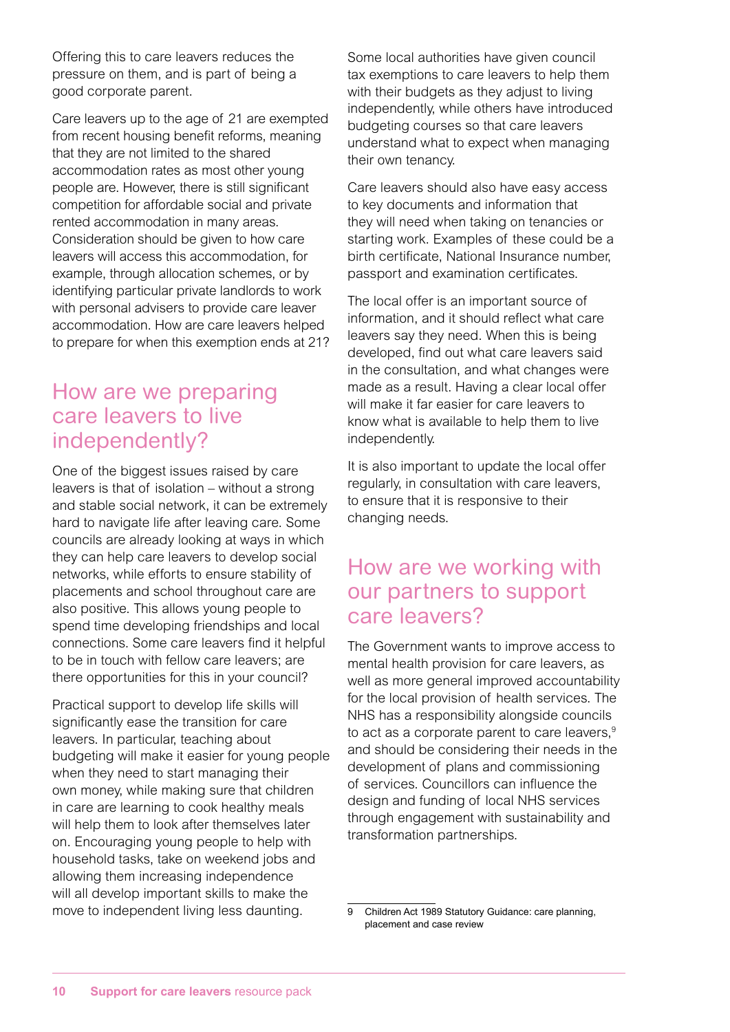Offering this to care leavers reduces the pressure on them, and is part of being a good corporate parent.

Care leavers up to the age of 21 are exempted from recent housing benefit reforms, meaning that they are not limited to the shared accommodation rates as most other young people are. However, there is still significant competition for affordable social and private rented accommodation in many areas. Consideration should be given to how care leavers will access this accommodation, for example, through allocation schemes, or by identifying particular private landlords to work with personal advisers to provide care leaver accommodation. How are care leavers helped to prepare for when this exemption ends at 21?

## How are we preparing care leavers to live independently?

One of the biggest issues raised by care leavers is that of isolation – without a strong and stable social network, it can be extremely hard to navigate life after leaving care. Some councils are already looking at ways in which they can help care leavers to develop social networks, while efforts to ensure stability of placements and school throughout care are also positive. This allows young people to spend time developing friendships and local connections. Some care leavers find it helpful to be in touch with fellow care leavers; are there opportunities for this in your council?

Practical support to develop life skills will significantly ease the transition for care leavers. In particular, teaching about budgeting will make it easier for young people when they need to start managing their own money, while making sure that children in care are learning to cook healthy meals will help them to look after themselves later on. Encouraging young people to help with household tasks, take on weekend jobs and allowing them increasing independence will all develop important skills to make the move to independent living less daunting.

Some local authorities have given council tax exemptions to care leavers to help them with their budgets as they adjust to living independently, while others have introduced budgeting courses so that care leavers understand what to expect when managing their own tenancy.

Care leavers should also have easy access to key documents and information that they will need when taking on tenancies or starting work. Examples of these could be a birth certificate, National Insurance number, passport and examination certificates.

The local offer is an important source of information, and it should reflect what care leavers say they need. When this is being developed, find out what care leavers said in the consultation, and what changes were made as a result. Having a clear local offer will make it far easier for care leavers to know what is available to help them to live independently.

It is also important to update the local offer regularly, in consultation with care leavers, to ensure that it is responsive to their changing needs.

## How are we working with our partners to support care leavers?

The Government wants to improve access to mental health provision for care leavers, as well as more general improved accountability for the local provision of health services. The NHS has a responsibility alongside councils to act as a corporate parent to care leavers,[9] and should be considering their needs in the development of plans and commissioning of services. Councillors can influence the design and funding of local NHS services through engagement with sustainability and transformation partnerships.

9 Children Act 1989 Statutory Guidance: care planning, placement and case review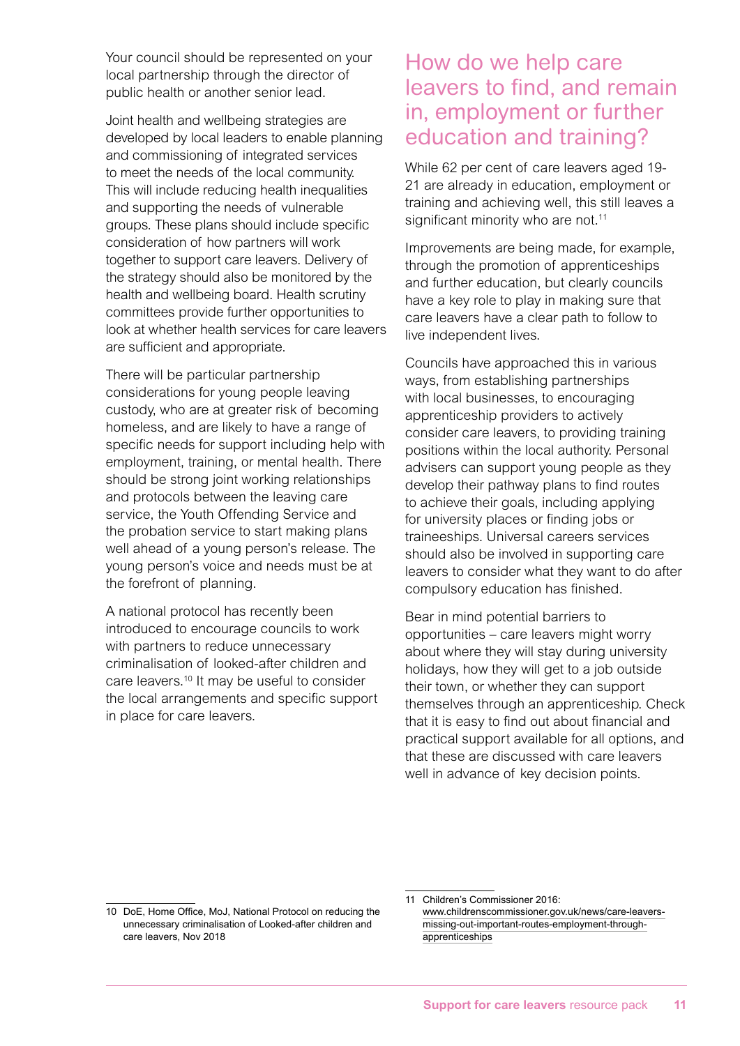Your council should be represented on your local partnership through the director of public health or another senior lead.

Joint health and wellbeing strategies are developed by local leaders to enable planning and commissioning of integrated services to meet the needs of the local community. This will include reducing health inequalities and supporting the needs of vulnerable groups. These plans should include specific consideration of how partners will work together to support care leavers. Delivery of the strategy should also be monitored by the health and wellbeing board. Health scrutiny committees provide further opportunities to look at whether health services for care leavers are sufficient and appropriate.

There will be particular partnership considerations for young people leaving custody, who are at greater risk of becoming homeless, and are likely to have a range of specific needs for support including help with employment, training, or mental health. There should be strong joint working relationships and protocols between the leaving care service, the Youth Offending Service and the probation service to start making plans well ahead of a young person's release. The young person's voice and needs must be at the forefront of planning.

A national protocol has recently been introduced to encourage councils to work with partners to reduce unnecessary criminalisation of looked-after children and care leavers.[10] It may be useful to consider the local arrangements and specific support in place for care leavers.

## How do we help care leavers to find, and remain in, employment or further education and training?

While 62 per cent of care leavers aged 19-21 are already in education, employment or training and achieving well, this still leaves a significant minority who are not.[11]

Improvements are being made, for example, through the promotion of apprenticeships and further education, but clearly councils have a key role to play in making sure that care leavers have a clear path to follow to live independent lives.

Councils have approached this in various ways, from establishing partnerships with local businesses, to encouraging apprenticeship providers to actively consider care leavers, to providing training positions within the local authority. Personal advisers can support young people as they develop their pathway plans to find routes to achieve their goals, including applying for university places or finding jobs or traineeships. Universal careers services should also be involved in supporting care leavers to consider what they want to do after compulsory education has finished.

Bear in mind potential barriers to opportunities – care leavers might worry about where they will stay during university holidays, how they will get to a job outside their town, or whether they can support themselves through an apprenticeship. Check that it is easy to find out about financial and practical support available for all options, and that these are discussed with care leavers well in advance of key decision points.

---

10 DoE, Home Office, MoJ, National Protocol on reducing the unnecessary criminalisation of Looked-after children and care leavers, Nov 2018

11 Children's Commissioner 2016: www.childrenscommissioner.gov.uk/news/care-leavers-missing-out-important-routes-employment-through-apprenticeships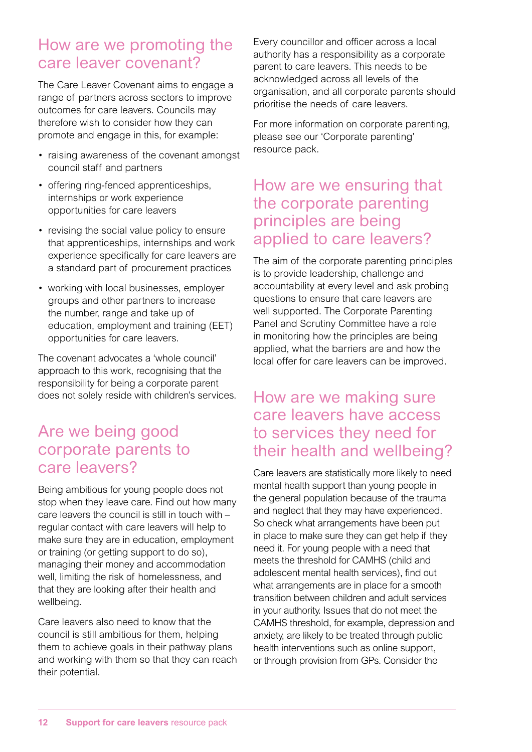## How are we promoting the care leaver covenant?

The Care Leaver Covenant aims to engage a range of partners across sectors to improve outcomes for care leavers. Councils may therefore wish to consider how they can promote and engage in this, for example:

- raising awareness of the covenant amongst council staff and partners
- offering ring-fenced apprenticeships, internships or work experience opportunities for care leavers
- revising the social value policy to ensure that apprenticeships, internships and work experience specifically for care leavers are a standard part of procurement practices
- working with local businesses, employer groups and other partners to increase the number, range and take up of education, employment and training (EET) opportunities for care leavers.

The covenant advocates a 'whole council' approach to this work, recognising that the responsibility for being a corporate parent does not solely reside with children's services.

## Are we being good corporate parents to care leavers?

Being ambitious for young people does not stop when they leave care. Find out how many care leavers the council is still in touch with – regular contact with care leavers will help to make sure they are in education, employment or training (or getting support to do so), managing their money and accommodation well, limiting the risk of homelessness, and that they are looking after their health and wellbeing.

Care leavers also need to know that the council is still ambitious for them, helping them to achieve goals in their pathway plans and working with them so that they can reach their potential.

Every councillor and officer across a local authority has a responsibility as a corporate parent to care leavers. This needs to be acknowledged across all levels of the organisation, and all corporate parents should prioritise the needs of care leavers.

For more information on corporate parenting, please see our 'Corporate parenting' resource pack.

## How are we ensuring that the corporate parenting principles are being applied to care leavers?

The aim of the corporate parenting principles is to provide leadership, challenge and accountability at every level and ask probing questions to ensure that care leavers are well supported. The Corporate Parenting Panel and Scrutiny Committee have a role in monitoring how the principles are being applied, what the barriers are and how the local offer for care leavers can be improved.

## How are we making sure care leavers have access to services they need for their health and wellbeing?

Care leavers are statistically more likely to need mental health support than young people in the general population because of the trauma and neglect that they may have experienced. So check what arrangements have been put in place to make sure they can get help if they need it. For young people with a need that meets the threshold for CAMHS (child and adolescent mental health services), find out what arrangements are in place for a smooth transition between children and adult services in your authority. Issues that do not meet the CAMHS threshold, for example, depression and anxiety, are likely to be treated through public health interventions such as online support, or through provision from GPs. Consider the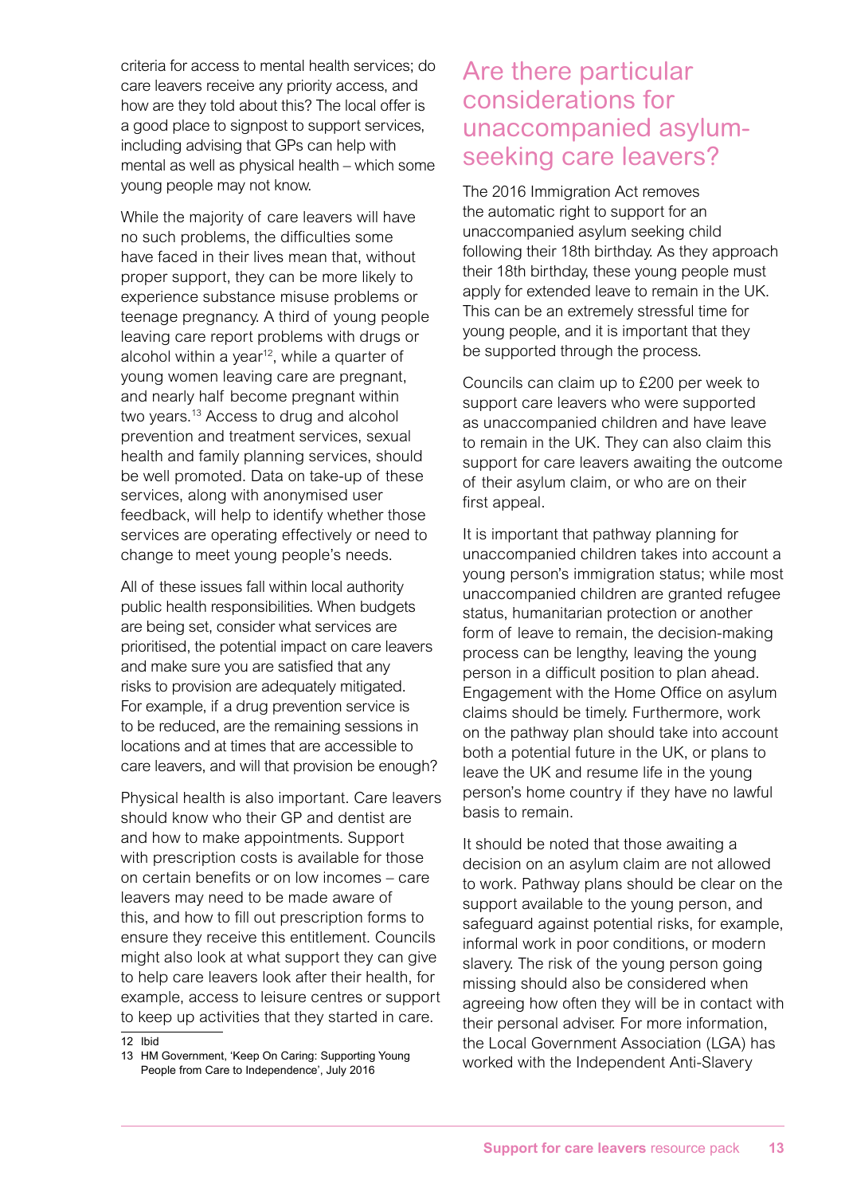criteria for access to mental health services; do care leavers receive any priority access, and how are they told about this? The local offer is a good place to signpost to support services, including advising that GPs can help with mental as well as physical health – which some young people may not know.

While the majority of care leavers will have no such problems, the difficulties some have faced in their lives mean that, without proper support, they can be more likely to experience substance misuse problems or teenage pregnancy. A third of young people leaving care report problems with drugs or alcohol within a year[12], while a quarter of young women leaving care are pregnant, and nearly half become pregnant within two years.[13] Access to drug and alcohol prevention and treatment services, sexual health and family planning services, should be well promoted. Data on take-up of these services, along with anonymised user feedback, will help to identify whether those services are operating effectively or need to change to meet young people's needs.

All of these issues fall within local authority public health responsibilities. When budgets are being set, consider what services are prioritised, the potential impact on care leavers and make sure you are satisfied that any risks to provision are adequately mitigated. For example, if a drug prevention service is to be reduced, are the remaining sessions in locations and at times that are accessible to care leavers, and will that provision be enough?

Physical health is also important. Care leavers should know who their GP and dentist are and how to make appointments. Support with prescription costs is available for those on certain benefits or on low incomes – care leavers may need to be made aware of this, and how to fill out prescription forms to ensure they receive this entitlement. Councils might also look at what support they can give to help care leavers look after their health, for example, access to leisure centres or support to keep up activities that they started in care.

12 Ibid

13 HM Government, 'Keep On Caring: Supporting Young People from Care to Independence', July 2016

## Are there particular considerations for unaccompanied asylum-seeking care leavers?

The 2016 Immigration Act removes the automatic right to support for an unaccompanied asylum seeking child following their 18th birthday. As they approach their 18th birthday, these young people must apply for extended leave to remain in the UK. This can be an extremely stressful time for young people, and it is important that they be supported through the process.

Councils can claim up to £200 per week to support care leavers who were supported as unaccompanied children and have leave to remain in the UK. They can also claim this support for care leavers awaiting the outcome of their asylum claim, or who are on their first appeal.

It is important that pathway planning for unaccompanied children takes into account a young person's immigration status; while most unaccompanied children are granted refugee status, humanitarian protection or another form of leave to remain, the decision-making process can be lengthy, leaving the young person in a difficult position to plan ahead. Engagement with the Home Office on asylum claims should be timely. Furthermore, work on the pathway plan should take into account both a potential future in the UK, or plans to leave the UK and resume life in the young person's home country if they have no lawful basis to remain.

It should be noted that those awaiting a decision on an asylum claim are not allowed to work. Pathway plans should be clear on the support available to the young person, and safeguard against potential risks, for example, informal work in poor conditions, or modern slavery. The risk of the young person going missing should also be considered when agreeing how often they will be in contact with their personal adviser. For more information, the Local Government Association (LGA) has worked with the Independent Anti-Slavery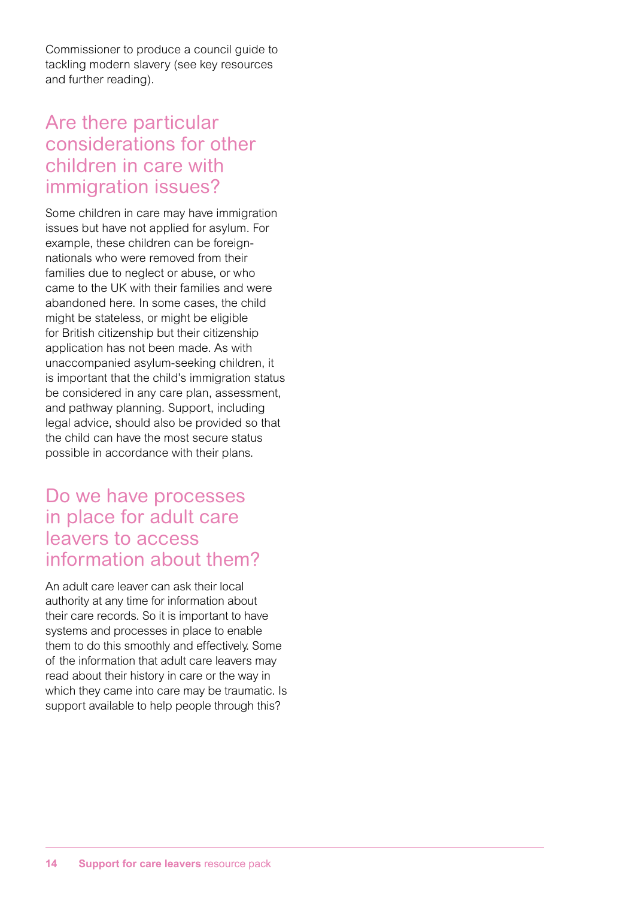Commissioner to produce a council guide to tackling modern slavery (see key resources and further reading).

## Are there particular considerations for other children in care with immigration issues?

Some children in care may have immigration issues but have not applied for asylum. For example, these children can be foreign-nationals who were removed from their families due to neglect or abuse, or who came to the UK with their families and were abandoned here. In some cases, the child might be stateless, or might be eligible for British citizenship but their citizenship application has not been made. As with unaccompanied asylum-seeking children, it is important that the child's immigration status be considered in any care plan, assessment, and pathway planning. Support, including legal advice, should also be provided so that the child can have the most secure status possible in accordance with their plans.

## Do we have processes in place for adult care leavers to access information about them?

An adult care leaver can ask their local authority at any time for information about their care records. So it is important to have systems and processes in place to enable them to do this smoothly and effectively. Some of the information that adult care leavers may read about their history in care or the way in which they came into care may be traumatic. Is support available to help people through this?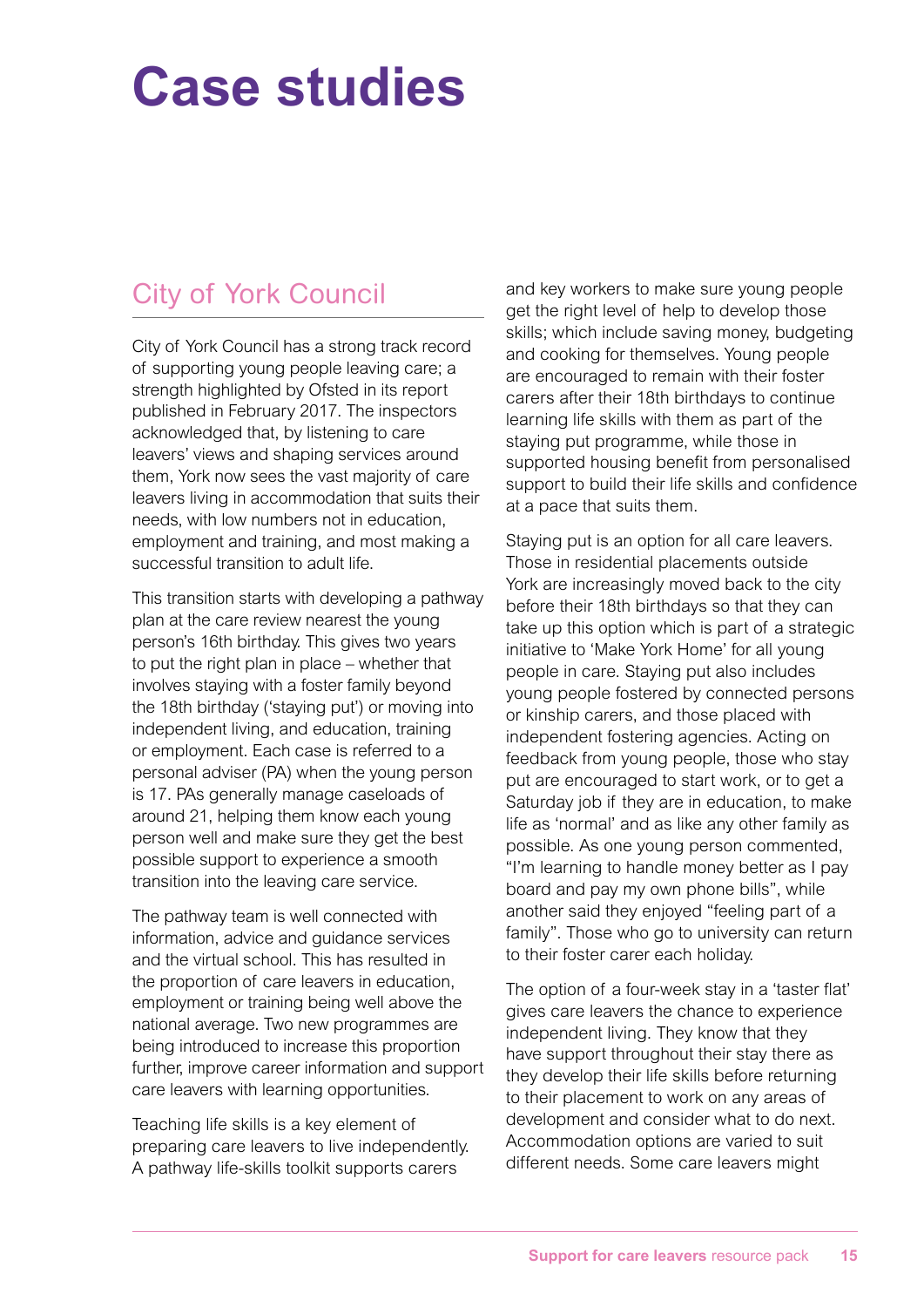# Case studies

## City of York Council

City of York Council has a strong track record of supporting young people leaving care; a strength highlighted by Ofsted in its report published in February 2017. The inspectors acknowledged that, by listening to care leavers' views and shaping services around them, York now sees the vast majority of care leavers living in accommodation that suits their needs, with low numbers not in education, employment and training, and most making a successful transition to adult life.

This transition starts with developing a pathway plan at the care review nearest the young person's 16th birthday. This gives two years to put the right plan in place – whether that involves staying with a foster family beyond the 18th birthday ('staying put') or moving into independent living, and education, training or employment. Each case is referred to a personal adviser (PA) when the young person is 17. PAs generally manage caseloads of around 21, helping them know each young person well and make sure they get the best possible support to experience a smooth transition into the leaving care service.

The pathway team is well connected with information, advice and guidance services and the virtual school. This has resulted in the proportion of care leavers in education, employment or training being well above the national average. Two new programmes are being introduced to increase this proportion further, improve career information and support care leavers with learning opportunities.

Teaching life skills is a key element of preparing care leavers to live independently. A pathway life-skills toolkit supports carers and key workers to make sure young people get the right level of help to develop those skills; which include saving money, budgeting and cooking for themselves. Young people are encouraged to remain with their foster carers after their 18th birthdays to continue learning life skills with them as part of the staying put programme, while those in supported housing benefit from personalised support to build their life skills and confidence at a pace that suits them.

Staying put is an option for all care leavers. Those in residential placements outside York are increasingly moved back to the city before their 18th birthdays so that they can take up this option which is part of a strategic initiative to 'Make York Home' for all young people in care. Staying put also includes young people fostered by connected persons or kinship carers, and those placed with independent fostering agencies. Acting on feedback from young people, those who stay put are encouraged to start work, or to get a Saturday job if they are in education, to make life as 'normal' and as like any other family as possible. As one young person commented, "I'm learning to handle money better as I pay board and pay my own phone bills", while another said they enjoyed "feeling part of a family". Those who go to university can return to their foster carer each holiday.

The option of a four-week stay in a 'taster flat' gives care leavers the chance to experience independent living. They know that they have support throughout their stay there as they develop their life skills before returning to their placement to work on any areas of development and consider what to do next. Accommodation options are varied to suit different needs. Some care leavers might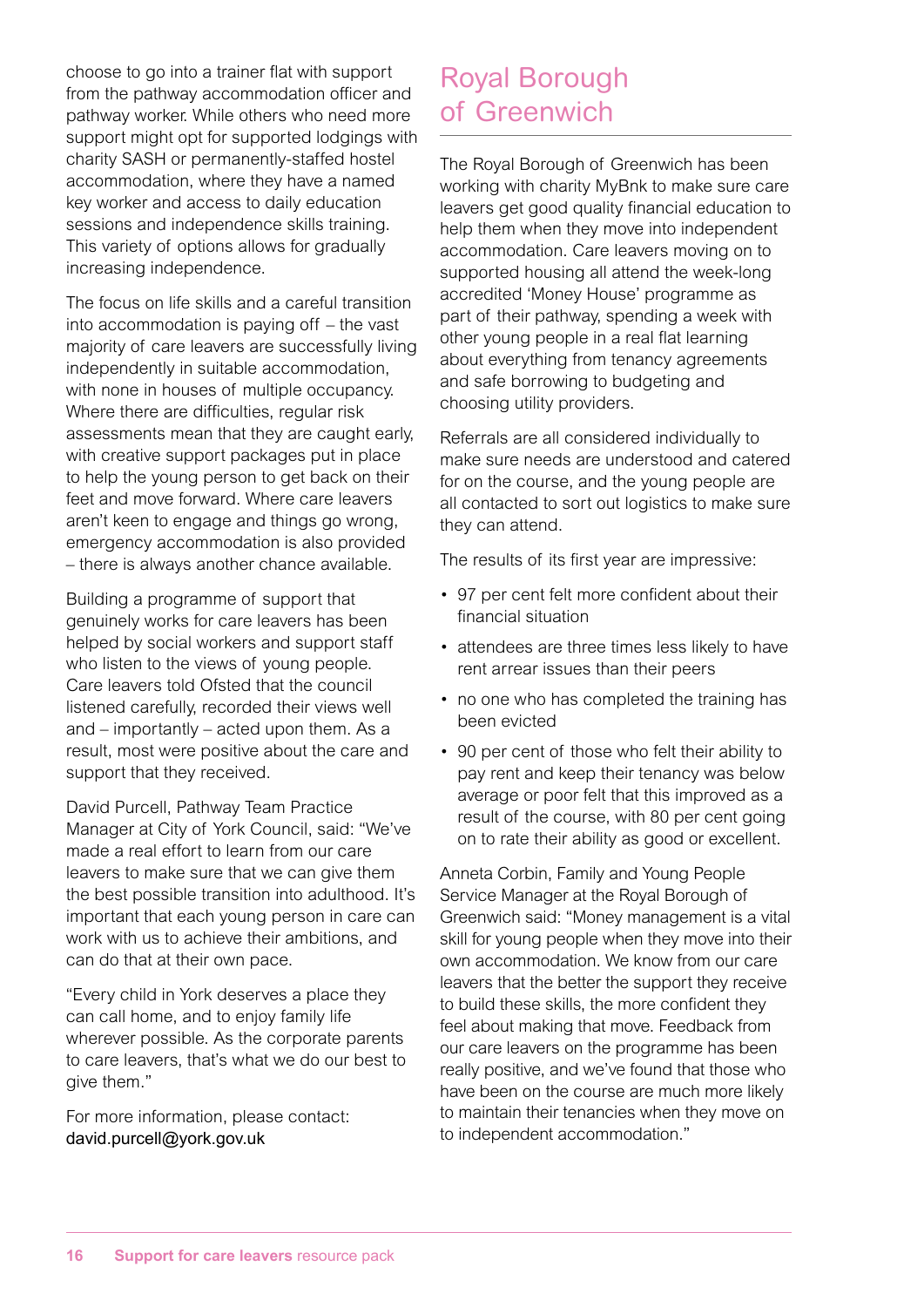choose to go into a trainer flat with support from the pathway accommodation officer and pathway worker. While others who need more support might opt for supported lodgings with charity SASH or permanently-staffed hostel accommodation, where they have a named key worker and access to daily education sessions and independence skills training. This variety of options allows for gradually increasing independence.

The focus on life skills and a careful transition into accommodation is paying off – the vast majority of care leavers are successfully living independently in suitable accommodation, with none in houses of multiple occupancy. Where there are difficulties, regular risk assessments mean that they are caught early, with creative support packages put in place to help the young person to get back on their feet and move forward. Where care leavers aren't keen to engage and things go wrong, emergency accommodation is also provided – there is always another chance available.

Building a programme of support that genuinely works for care leavers has been helped by social workers and support staff who listen to the views of young people. Care leavers told Ofsted that the council listened carefully, recorded their views well and – importantly – acted upon them. As a result, most were positive about the care and support that they received.

David Purcell, Pathway Team Practice Manager at City of York Council, said: "We've made a real effort to learn from our care leavers to make sure that we can give them the best possible transition into adulthood. It's important that each young person in care can work with us to achieve their ambitions, and can do that at their own pace.

"Every child in York deserves a place they can call home, and to enjoy family life wherever possible. As the corporate parents to care leavers, that's what we do our best to give them."

For more information, please contact: david.purcell@york.gov.uk

## Royal Borough of Greenwich

The Royal Borough of Greenwich has been working with charity MyBnk to make sure care leavers get good quality financial education to help them when they move into independent accommodation. Care leavers moving on to supported housing all attend the week-long accredited 'Money House' programme as part of their pathway, spending a week with other young people in a real flat learning about everything from tenancy agreements and safe borrowing to budgeting and choosing utility providers.

Referrals are all considered individually to make sure needs are understood and catered for on the course, and the young people are all contacted to sort out logistics to make sure they can attend.

The results of its first year are impressive:

- 97 per cent felt more confident about their financial situation
- attendees are three times less likely to have rent arrear issues than their peers
- no one who has completed the training has been evicted
- 90 per cent of those who felt their ability to pay rent and keep their tenancy was below average or poor felt that this improved as a result of the course, with 80 per cent going on to rate their ability as good or excellent.

Anneta Corbin, Family and Young People Service Manager at the Royal Borough of Greenwich said: "Money management is a vital skill for young people when they move into their own accommodation. We know from our care leavers that the better the support they receive to build these skills, the more confident they feel about making that move. Feedback from our care leavers on the programme has been really positive, and we've found that those who have been on the course are much more likely to maintain their tenancies when they move on to independent accommodation."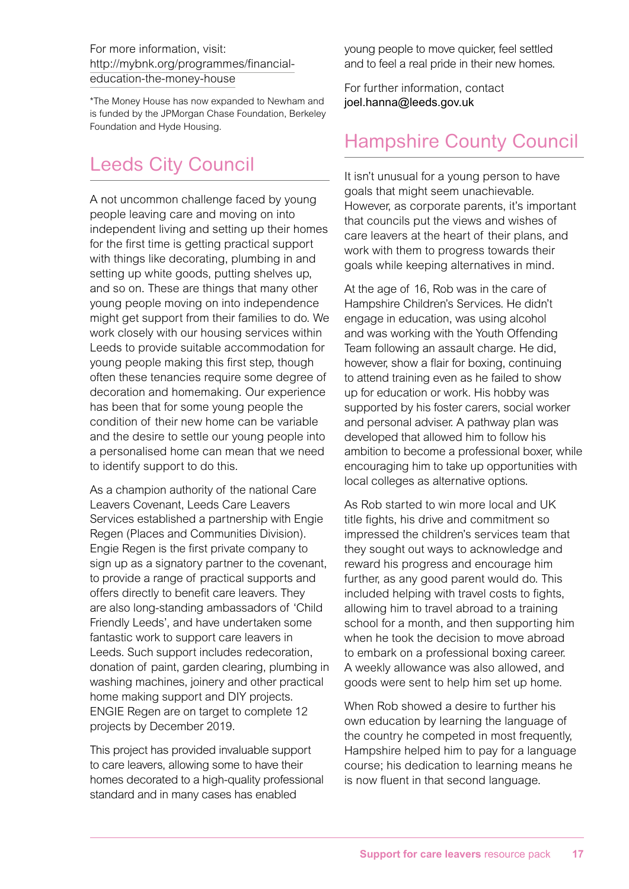For more information, visit: http://mybnk.org/programmes/financial-education-the-money-house

*The Money House has now expanded to Newham and is funded by the JPMorgan Chase Foundation, Berkeley Foundation and Hyde Housing.

## Leeds City Council

A not uncommon challenge faced by young people leaving care and moving on into independent living and setting up their homes for the first time is getting practical support with things like decorating, plumbing in and setting up white goods, putting shelves up, and so on. These are things that many other young people moving on into independence might get support from their families to do. We work closely with our housing services within Leeds to provide suitable accommodation for young people making this first step, though often these tenancies require some degree of decoration and homemaking. Our experience has been that for some young people the condition of their new home can be variable and the desire to settle our young people into a personalised home can mean that we need to identify support to do this.

As a champion authority of the national Care Leavers Covenant, Leeds Care Leavers Services established a partnership with Engie Regen (Places and Communities Division). Engie Regen is the first private company to sign up as a signatory partner to the covenant, to provide a range of practical supports and offers directly to benefit care leavers. They are also long-standing ambassadors of 'Child Friendly Leeds', and have undertaken some fantastic work to support care leavers in Leeds. Such support includes redecoration, donation of paint, garden clearing, plumbing in washing machines, joinery and other practical home making support and DIY projects. ENGIE Regen are on target to complete 12 projects by December 2019.

This project has provided invaluable support to care leavers, allowing some to have their homes decorated to a high-quality professional standard and in many cases has enabled young people to move quicker, feel settled and to feel a real pride in their new homes.

For further information, contact joel.hanna@leeds.gov.uk

## Hampshire County Council

It isn't unusual for a young person to have goals that might seem unachievable. However, as corporate parents, it's important that councils put the views and wishes of care leavers at the heart of their plans, and work with them to progress towards their goals while keeping alternatives in mind.

At the age of 16, Rob was in the care of Hampshire Children's Services. He didn't engage in education, was using alcohol and was working with the Youth Offending Team following an assault charge. He did, however, show a flair for boxing, continuing to attend training even as he failed to show up for education or work. His hobby was supported by his foster carers, social worker and personal adviser. A pathway plan was developed that allowed him to follow his ambition to become a professional boxer, while encouraging him to take up opportunities with local colleges as alternative options.

As Rob started to win more local and UK title fights, his drive and commitment so impressed the children's services team that they sought out ways to acknowledge and reward his progress and encourage him further, as any good parent would do. This included helping with travel costs to fights, allowing him to travel abroad to a training school for a month, and then supporting him when he took the decision to move abroad to embark on a professional boxing career. A weekly allowance was also allowed, and goods were sent to help him set up home.

When Rob showed a desire to further his own education by learning the language of the country he competed in most frequently, Hampshire helped him to pay for a language course; his dedication to learning means he is now fluent in that second language.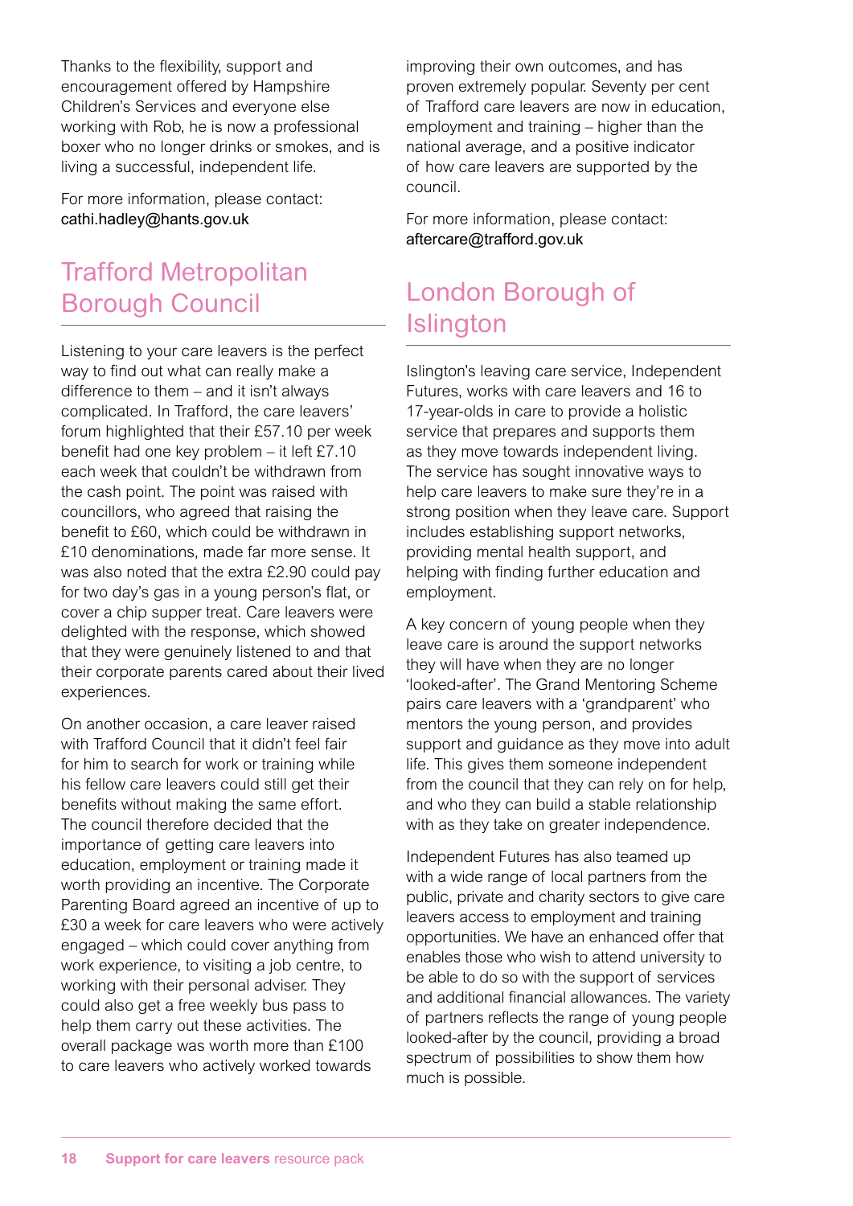Thanks to the flexibility, support and encouragement offered by Hampshire Children's Services and everyone else working with Rob, he is now a professional boxer who no longer drinks or smokes, and is living a successful, independent life.

For more information, please contact: cathi.hadley@hants.gov.uk

## Trafford Metropolitan Borough Council

Listening to your care leavers is the perfect way to find out what can really make a difference to them – and it isn't always complicated. In Trafford, the care leavers' forum highlighted that their £57.10 per week benefit had one key problem – it left £7.10 each week that couldn't be withdrawn from the cash point. The point was raised with councillors, who agreed that raising the benefit to £60, which could be withdrawn in £10 denominations, made far more sense. It was also noted that the extra £2.90 could pay for two day's gas in a young person's flat, or cover a chip supper treat. Care leavers were delighted with the response, which showed that they were genuinely listened to and that their corporate parents cared about their lived experiences.

On another occasion, a care leaver raised with Trafford Council that it didn't feel fair for him to search for work or training while his fellow care leavers could still get their benefits without making the same effort. The council therefore decided that the importance of getting care leavers into education, employment or training made it worth providing an incentive. The Corporate Parenting Board agreed an incentive of up to £30 a week for care leavers who were actively engaged – which could cover anything from work experience, to visiting a job centre, to working with their personal adviser. They could also get a free weekly bus pass to help them carry out these activities. The overall package was worth more than £100 to care leavers who actively worked towards improving their own outcomes, and has proven extremely popular. Seventy per cent of Trafford care leavers are now in education, employment and training – higher than the national average, and a positive indicator of how care leavers are supported by the council.

For more information, please contact: aftercare@trafford.gov.uk

## London Borough of Islington

Islington's leaving care service, Independent Futures, works with care leavers and 16 to 17-year-olds in care to provide a holistic service that prepares and supports them as they move towards independent living. The service has sought innovative ways to help care leavers to make sure they're in a strong position when they leave care. Support includes establishing support networks, providing mental health support, and helping with finding further education and employment.

A key concern of young people when they leave care is around the support networks they will have when they are no longer 'looked-after'. The Grand Mentoring Scheme pairs care leavers with a 'grandparent' who mentors the young person, and provides support and guidance as they move into adult life. This gives them someone independent from the council that they can rely on for help, and who they can build a stable relationship with as they take on greater independence.

Independent Futures has also teamed up with a wide range of local partners from the public, private and charity sectors to give care leavers access to employment and training opportunities. We have an enhanced offer that enables those who wish to attend university to be able to do so with the support of services and additional financial allowances. The variety of partners reflects the range of young people looked-after by the council, providing a broad spectrum of possibilities to show them how much is possible.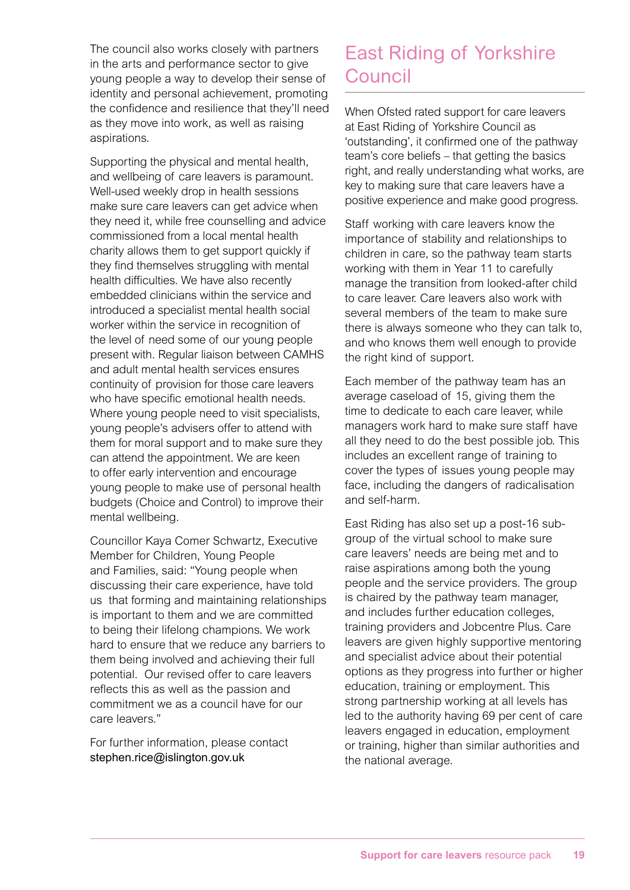The council also works closely with partners in the arts and performance sector to give young people a way to develop their sense of identity and personal achievement, promoting the confidence and resilience that they'll need as they move into work, as well as raising aspirations.

Supporting the physical and mental health, and wellbeing of care leavers is paramount. Well-used weekly drop in health sessions make sure care leavers can get advice when they need it, while free counselling and advice commissioned from a local mental health charity allows them to get support quickly if they find themselves struggling with mental health difficulties. We have also recently embedded clinicians within the service and introduced a specialist mental health social worker within the service in recognition of the level of need some of our young people present with. Regular liaison between CAMHS and adult mental health services ensures continuity of provision for those care leavers who have specific emotional health needs. Where young people need to visit specialists, young people's advisers offer to attend with them for moral support and to make sure they can attend the appointment. We are keen to offer early intervention and encourage young people to make use of personal health budgets (Choice and Control) to improve their mental wellbeing.

Councillor Kaya Comer Schwartz, Executive Member for Children, Young People and Families, said: "Young people when discussing their care experience, have told us that forming and maintaining relationships is important to them and we are committed to being their lifelong champions. We work hard to ensure that we reduce any barriers to them being involved and achieving their full potential. Our revised offer to care leavers reflects this as well as the passion and commitment we as a council have for our care leavers."

For further information, please contact stephen.rice@islington.gov.uk

## East Riding of Yorkshire Council

When Ofsted rated support for care leavers at East Riding of Yorkshire Council as 'outstanding', it confirmed one of the pathway team's core beliefs – that getting the basics right, and really understanding what works, are key to making sure that care leavers have a positive experience and make good progress.

Staff working with care leavers know the importance of stability and relationships to children in care, so the pathway team starts working with them in Year 11 to carefully manage the transition from looked-after child to care leaver. Care leavers also work with several members of the team to make sure there is always someone who they can talk to, and who knows them well enough to provide the right kind of support.

Each member of the pathway team has an average caseload of 15, giving them the time to dedicate to each care leaver, while managers work hard to make sure staff have all they need to do the best possible job. This includes an excellent range of training to cover the types of issues young people may face, including the dangers of radicalisation and self-harm.

East Riding has also set up a post-16 sub-group of the virtual school to make sure care leavers' needs are being met and to raise aspirations among both the young people and the service providers. The group is chaired by the pathway team manager, and includes further education colleges, training providers and Jobcentre Plus. Care leavers are given highly supportive mentoring and specialist advice about their potential options as they progress into further or higher education, training or employment. This strong partnership working at all levels has led to the authority having 69 per cent of care leavers engaged in education, employment or training, higher than similar authorities and the national average.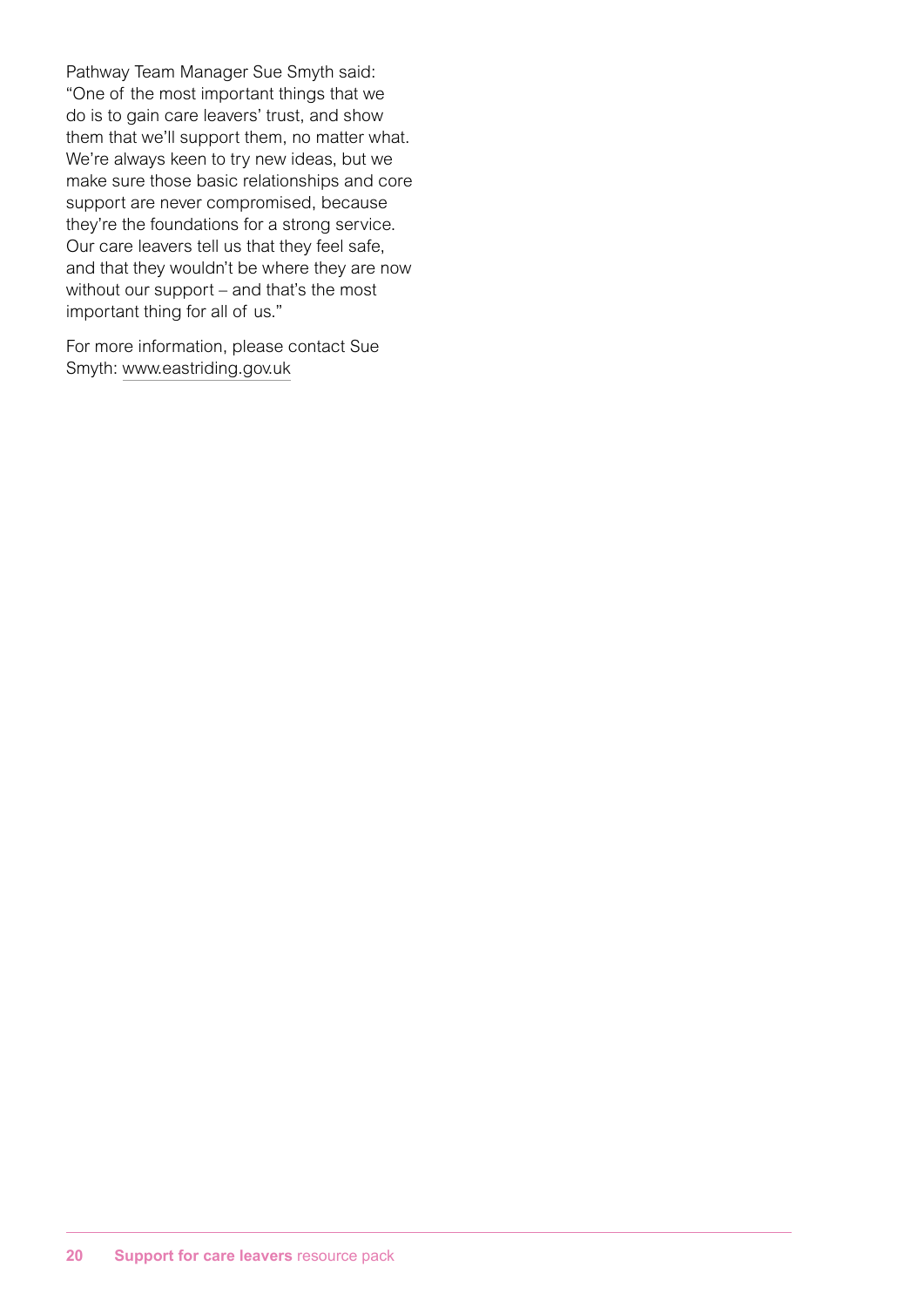Pathway Team Manager Sue Smyth said: "One of the most important things that we do is to gain care leavers' trust, and show them that we'll support them, no matter what. We're always keen to try new ideas, but we make sure those basic relationships and core support are never compromised, because they're the foundations for a strong service. Our care leavers tell us that they feel safe, and that they wouldn't be where they are now without our support – and that's the most important thing for all of us."

For more information, please contact Sue Smyth: www.eastriding.gov.uk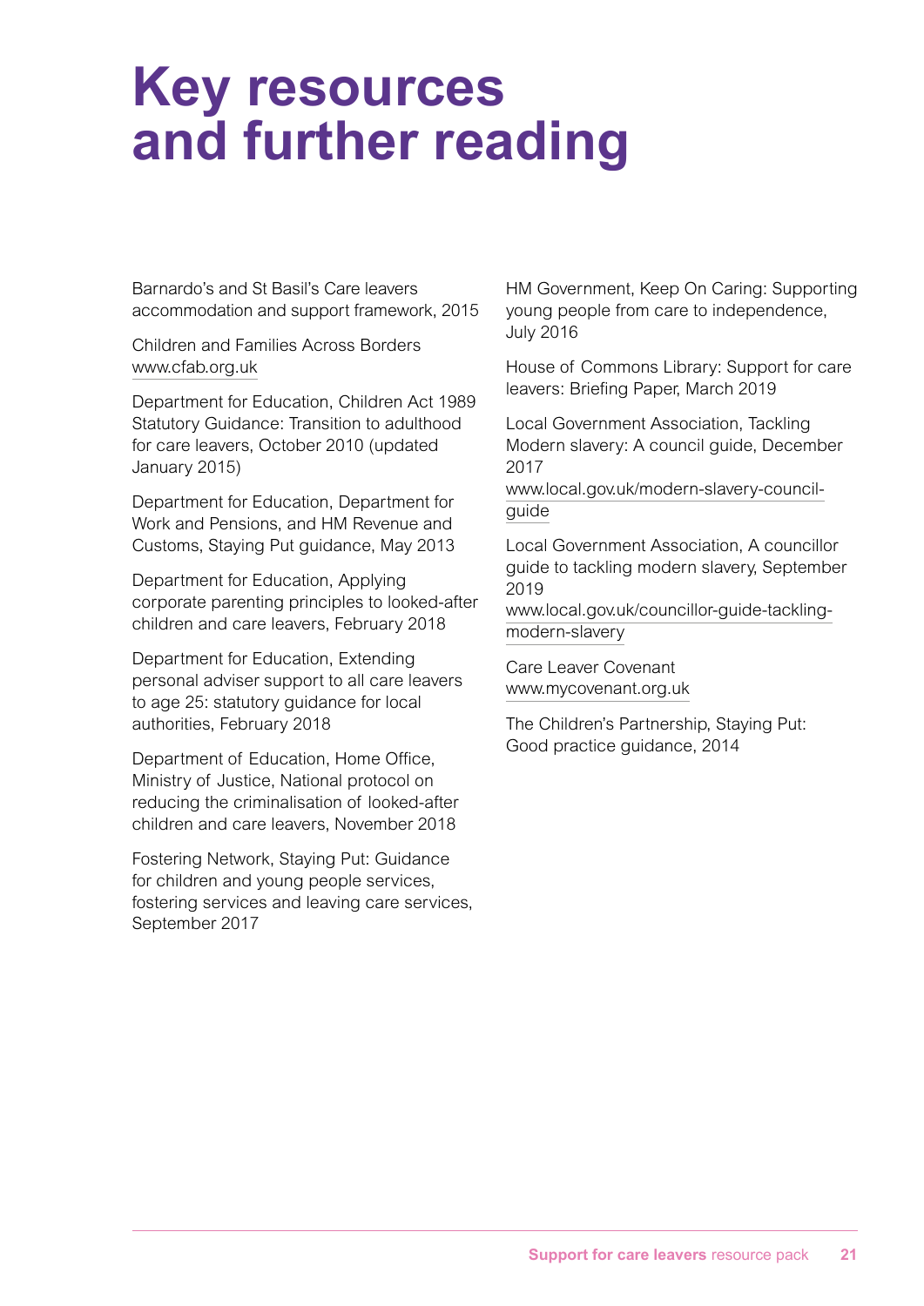# Key resources and further reading

Barnardo's and St Basil's Care leavers accommodation and support framework, 2015

Children and Families Across Borders
www.cfab.org.uk

Department for Education, Children Act 1989 Statutory Guidance: Transition to adulthood for care leavers, October 2010 (updated January 2015)

Department for Education, Department for Work and Pensions, and HM Revenue and Customs, Staying Put guidance, May 2013

Department for Education, Applying corporate parenting principles to looked-after children and care leavers, February 2018

Department for Education, Extending personal adviser support to all care leavers to age 25: statutory guidance for local authorities, February 2018

Department of Education, Home Office, Ministry of Justice, National protocol on reducing the criminalisation of looked-after children and care leavers, November 2018

Fostering Network, Staying Put: Guidance for children and young people services, fostering services and leaving care services, September 2017

HM Government, Keep On Caring: Supporting young people from care to independence, July 2016

House of Commons Library: Support for care leavers: Briefing Paper, March 2019

Local Government Association, Tackling Modern slavery: A council guide, December 2017
www.local.gov.uk/modern-slavery-council-guide

Local Government Association, A councillor guide to tackling modern slavery, September 2019
www.local.gov.uk/councillor-guide-tackling-modern-slavery

Care Leaver Covenant
www.mycovenant.org.uk

The Children's Partnership, Staying Put: Good practice guidance, 2014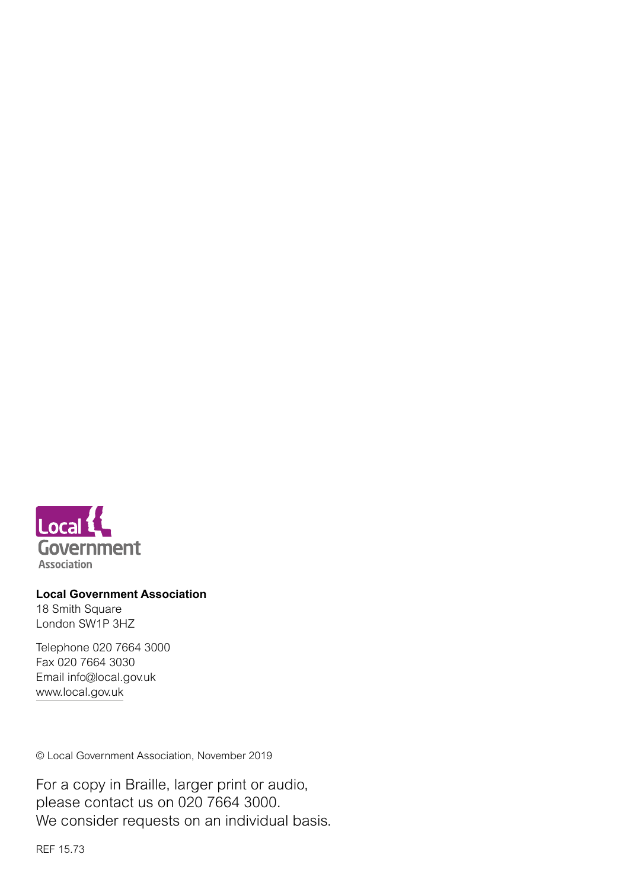Local Government Association

**Local Government Association**
18 Smith Square
London SW1P 3HZ

Telephone 020 7664 3000
Fax 020 7664 3030
Email info@local.gov.uk
www.local.gov.uk

© Local Government Association, November 2019

For a copy in Braille, larger print or audio, please contact us on 020 7664 3000. We consider requests on an individual basis.

REF 15.73